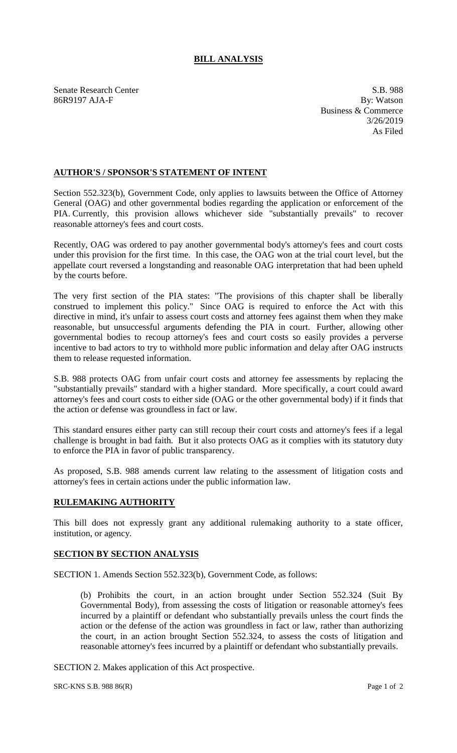# BILL ANALYSIS

Senate Research Center
86R9197 AJA-F

S.B. 988
By: Watson
Business & Commerce
3/26/2019
As Filed

## AUTHOR'S / SPONSOR'S STATEMENT OF INTENT

Section 552.323(b), Government Code, only applies to lawsuits between the Office of Attorney General (OAG) and other governmental bodies regarding the application or enforcement of the PIA. Currently, this provision allows whichever side "substantially prevails" to recover reasonable attorney's fees and court costs.

Recently, OAG was ordered to pay another governmental body's attorney's fees and court costs under this provision for the first time. In this case, the OAG won at the trial court level, but the appellate court reversed a longstanding and reasonable OAG interpretation that had been upheld by the courts before.

The very first section of the PIA states: "The provisions of this chapter shall be liberally construed to implement this policy." Since OAG is required to enforce the Act with this directive in mind, it's unfair to assess court costs and attorney fees against them when they make reasonable, but unsuccessful arguments defending the PIA in court. Further, allowing other governmental bodies to recoup attorney's fees and court costs so easily provides a perverse incentive to bad actors to try to withhold more public information and delay after OAG instructs them to release requested information.

S.B. 988 protects OAG from unfair court costs and attorney fee assessments by replacing the "substantially prevails" standard with a higher standard. More specifically, a court could award attorney's fees and court costs to either side (OAG or the other governmental body) if it finds that the action or defense was groundless in fact or law.

This standard ensures either party can still recoup their court costs and attorney's fees if a legal challenge is brought in bad faith. But it also protects OAG as it complies with its statutory duty to enforce the PIA in favor of public transparency.

As proposed, S.B. 988 amends current law relating to the assessment of litigation costs and attorney's fees in certain actions under the public information law.

## RULEMAKING AUTHORITY

This bill does not expressly grant any additional rulemaking authority to a state officer, institution, or agency.

## SECTION BY SECTION ANALYSIS

SECTION 1. Amends Section 552.323(b), Government Code, as follows:

(b) Prohibits the court, in an action brought under Section 552.324 (Suit By Governmental Body), from assessing the costs of litigation or reasonable attorney's fees incurred by a plaintiff or defendant who substantially prevails unless the court finds the action or the defense of the action was groundless in fact or law, rather than authorizing the court, in an action brought Section 552.324, to assess the costs of litigation and reasonable attorney's fees incurred by a plaintiff or defendant who substantially prevails.

SECTION 2. Makes application of this Act prospective.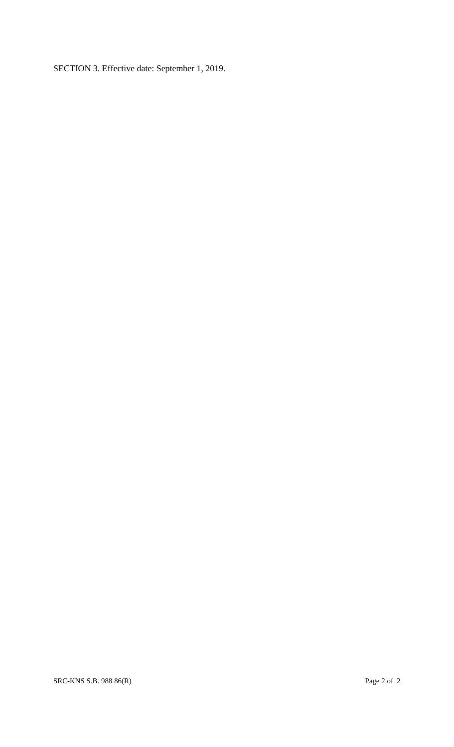SECTION 3. Effective date: September 1, 2019.